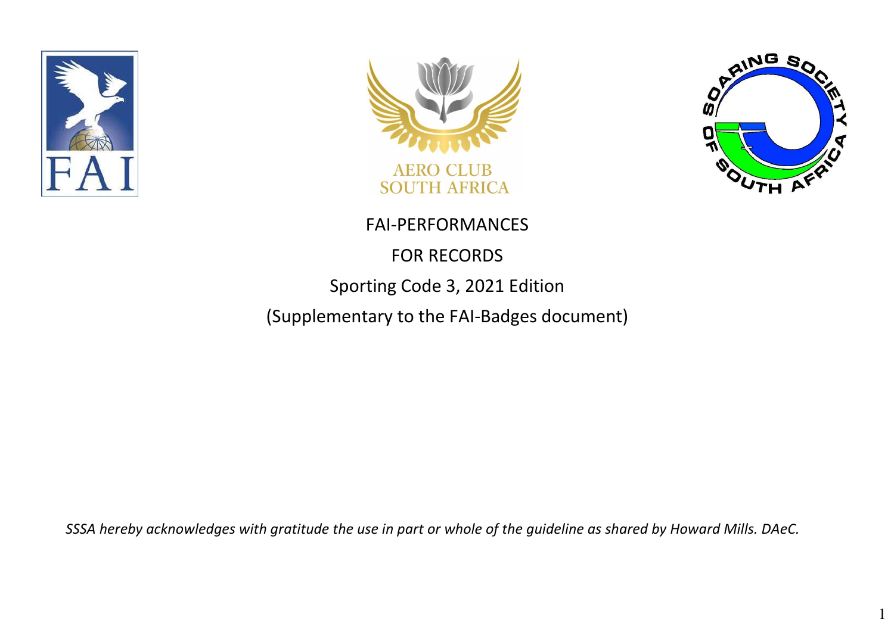# FAI-PERFORMANCES

# FOR RECORDS

## Sporting Code 3, 2021 Edition

## (Supplementary to the FAI-Badges document)

*SSSA hereby acknowledges with gratitude the use in part or whole of the guideline as shared by Howard Mills. DAeC.*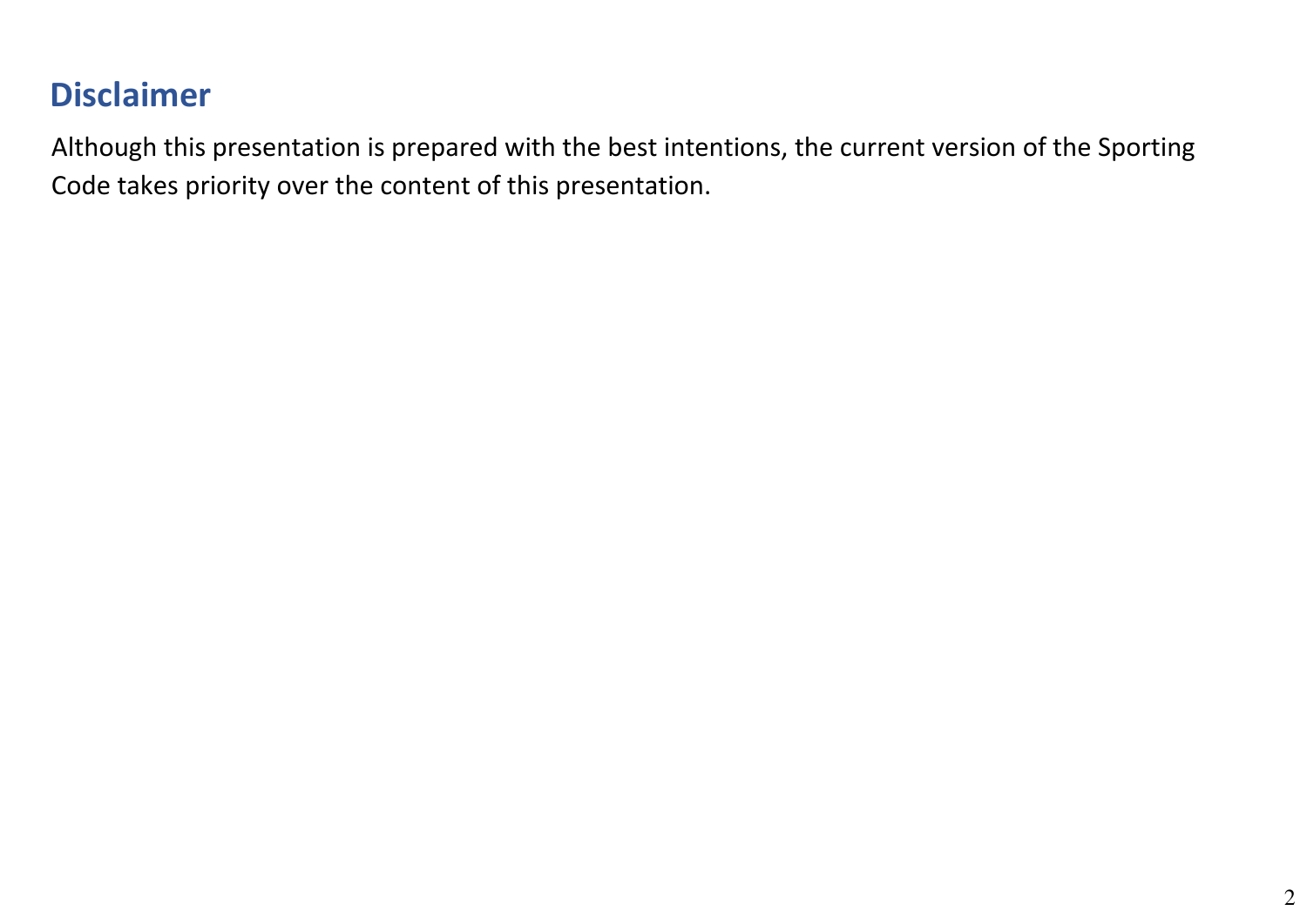## Disclaimer

Although this presentation is prepared with the best intentions, the current version of the Sporting Code takes priority over the content of this presentation.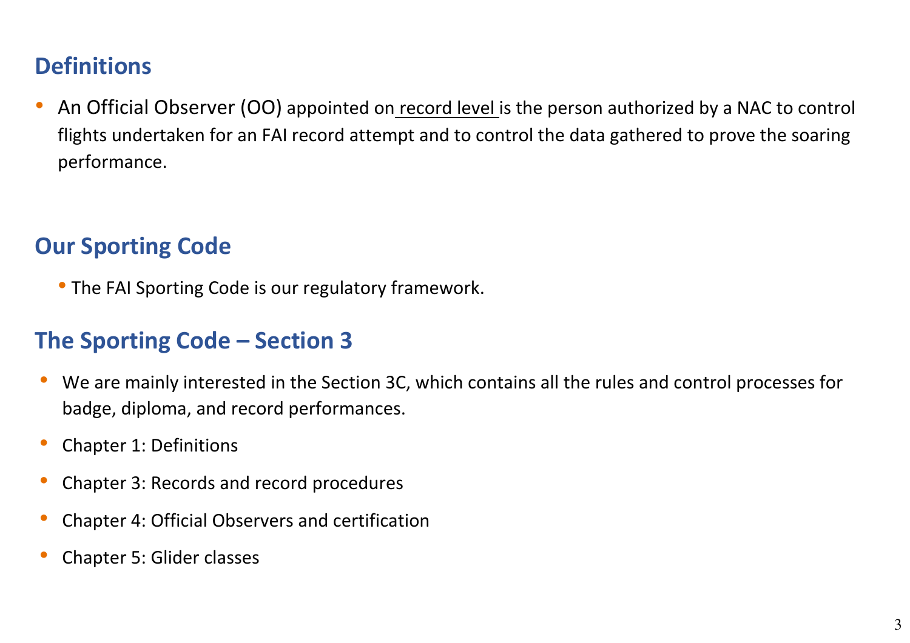## Definitions

- An Official Observer (OO) appointed on record level is the person authorized by a NAC to control flights undertaken for an FAI record attempt and to control the data gathered to prove the soaring performance.

## Our Sporting Code

- The FAI Sporting Code is our regulatory framework.

## The Sporting Code – Section 3

- We are mainly interested in the Section 3C, which contains all the rules and control processes for badge, diploma, and record performances.
- Chapter 1: Definitions
- Chapter 3: Records and record procedures
- Chapter 4: Official Observers and certification
- Chapter 5: Glider classes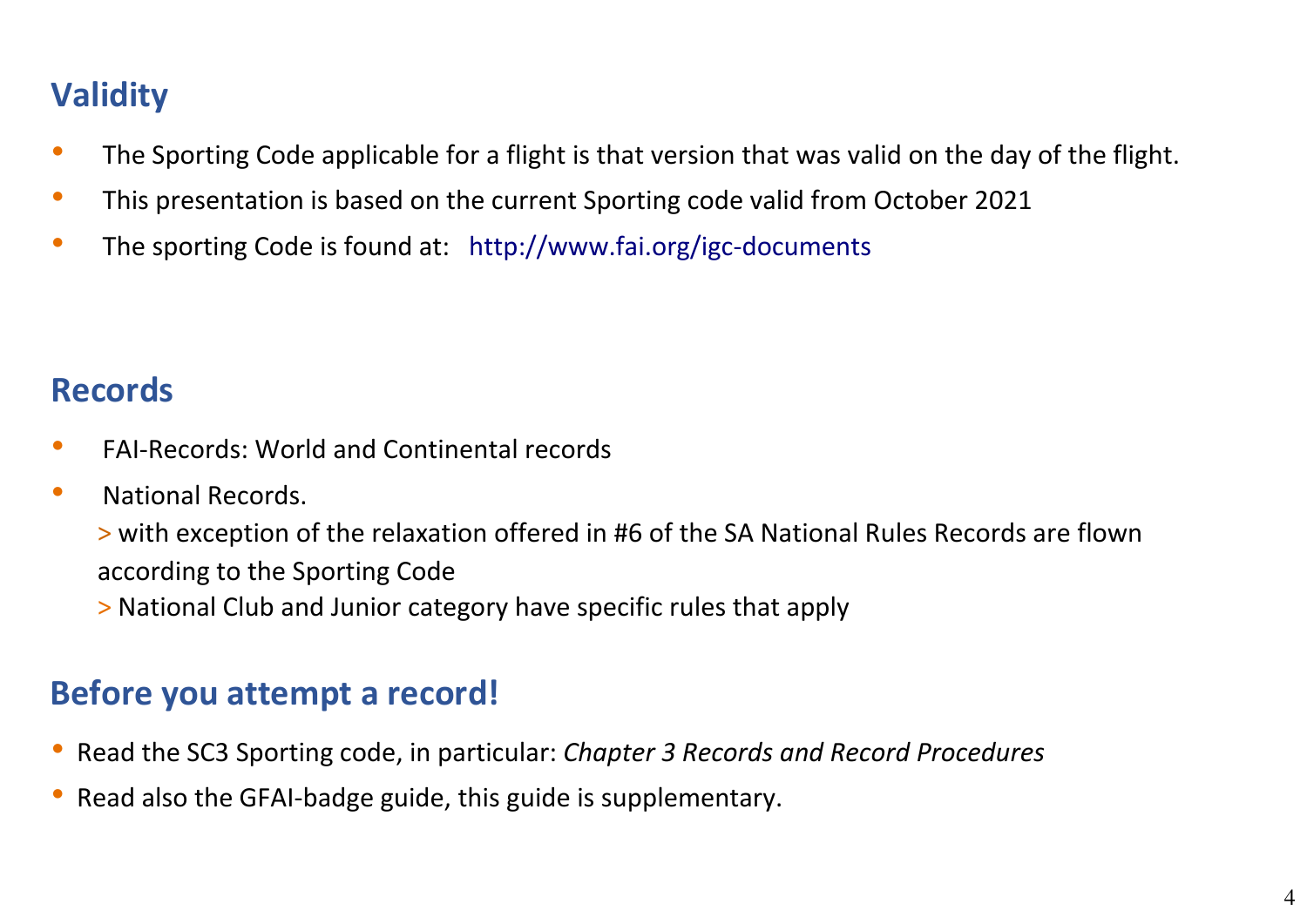## Validity

- The Sporting Code applicable for a flight is that version that was valid on the day of the flight.
- This presentation is based on the current Sporting code valid from October 2021
- The sporting Code is found at: http://www.fai.org/igc-documents

## Records

- FAI-Records: World and Continental records
- National Records.
  > with exception of the relaxation offered in #6 of the SA National Rules Records are flown according to the Sporting Code
  > National Club and Junior category have specific rules that apply

## Before you attempt a record!

- Read the SC3 Sporting code, in particular: *Chapter 3 Records and Record Procedures*
- Read also the GFAI-badge guide, this guide is supplementary.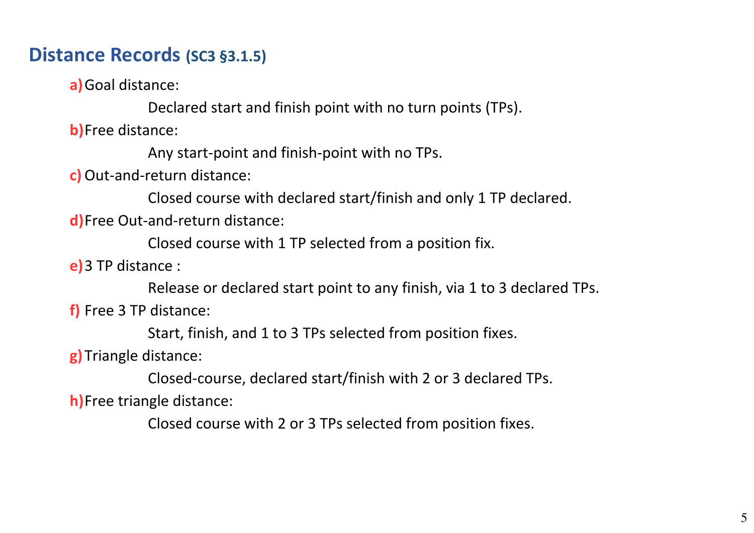## Distance Records (SC3 §3.1.5)

a) Goal distance:

 Declared start and finish point with no turn points (TPs).

b) Free distance:

 Any start-point and finish-point with no TPs.

c) Out-and-return distance:

 Closed course with declared start/finish and only 1 TP declared.

d) Free Out-and-return distance:

 Closed course with 1 TP selected from a position fix.

e) 3 TP distance :

 Release or declared start point to any finish, via 1 to 3 declared TPs.

f) Free 3 TP distance:

 Start, finish, and 1 to 3 TPs selected from position fixes.

g) Triangle distance:

 Closed-course, declared start/finish with 2 or 3 declared TPs.

h) Free triangle distance:

 Closed course with 2 or 3 TPs selected from position fixes.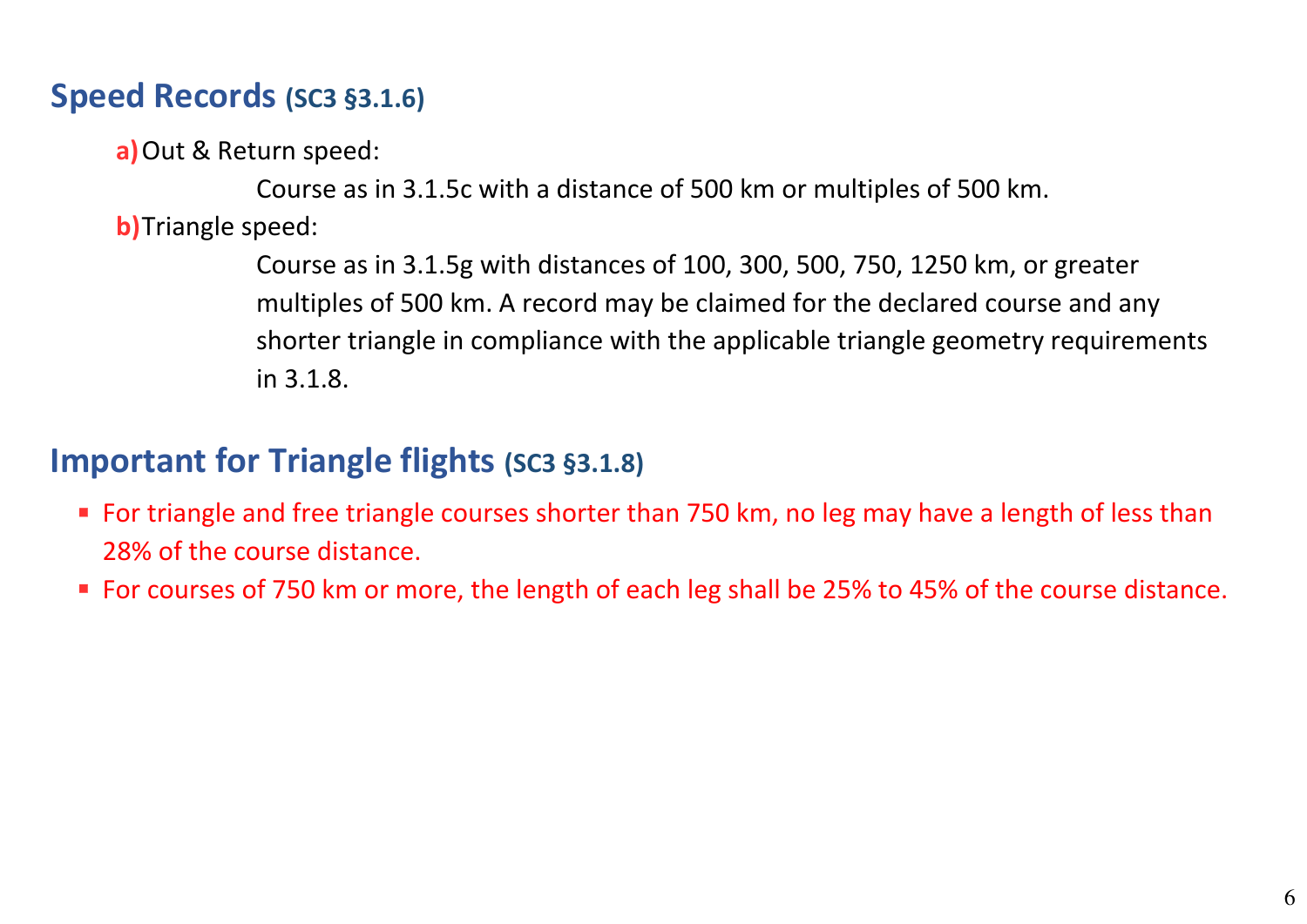## Speed Records (SC3 §3.1.6)

**a)** Out & Return speed:

Course as in 3.1.5c with a distance of 500 km or multiples of 500 km.

**b)** Triangle speed:

Course as in 3.1.5g with distances of 100, 300, 500, 750, 1250 km, or greater multiples of 500 km. A record may be claimed for the declared course and any shorter triangle in compliance with the applicable triangle geometry requirements in 3.1.8.

## Important for Triangle flights (SC3 §3.1.8)

- For triangle and free triangle courses shorter than 750 km, no leg may have a length of less than 28% of the course distance.
- For courses of 750 km or more, the length of each leg shall be 25% to 45% of the course distance.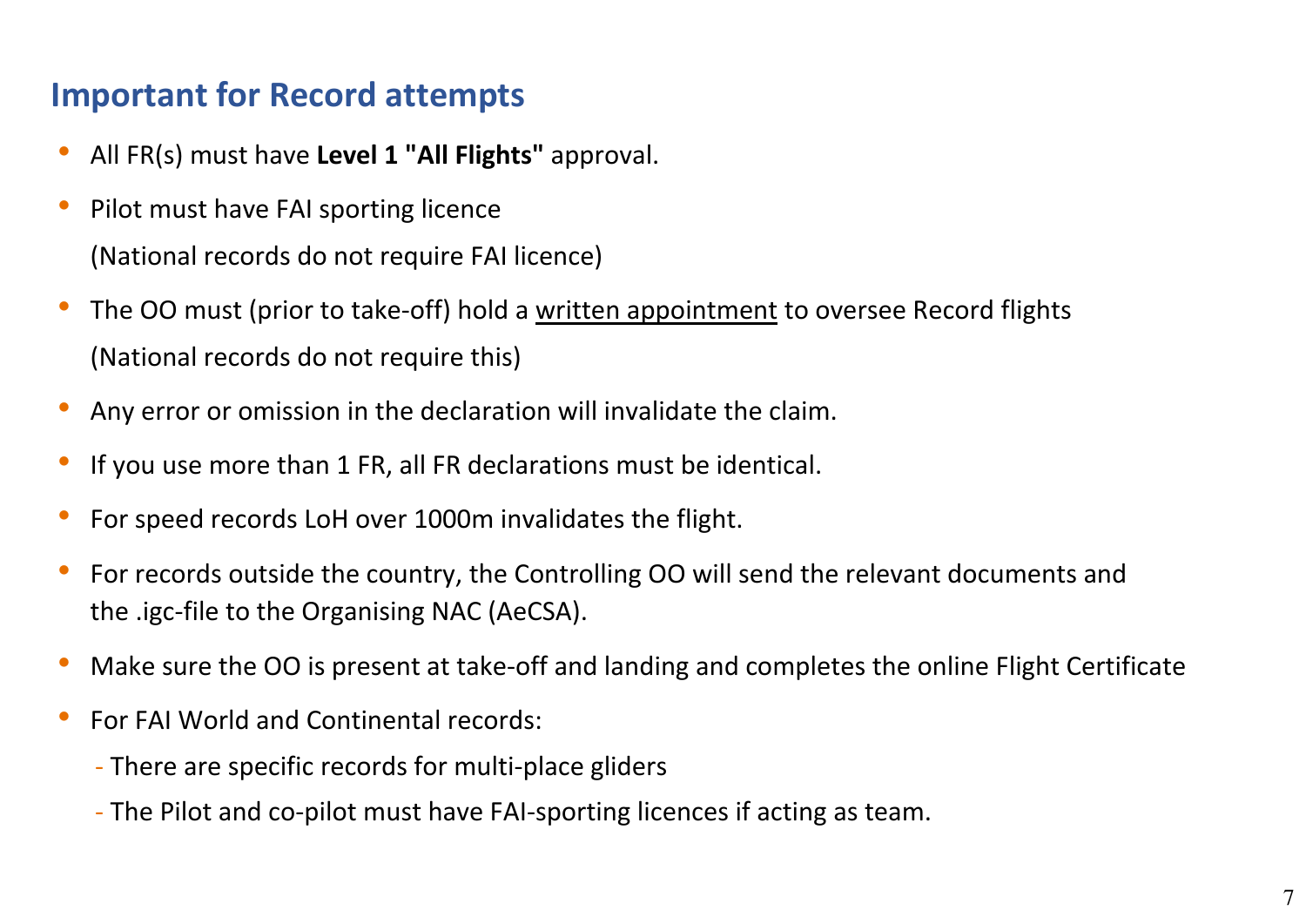## Important for Record attempts

- All FR(s) must have **Level 1 "All Flights"** approval.
- Pilot must have FAI sporting licence
  (National records do not require FAI licence)
- The OO must (prior to take-off) hold a <u>written appointment</u> to oversee Record flights
  (National records do not require this)
- Any error or omission in the declaration will invalidate the claim.
- If you use more than 1 FR, all FR declarations must be identical.
- For speed records LoH over 1000m invalidates the flight.
- For records outside the country, the Controlling OO will send the relevant documents and the .igc-file to the Organising NAC (AeCSA).
- Make sure the OO is present at take-off and landing and completes the online Flight Certificate
- For FAI World and Continental records:
  - There are specific records for multi-place gliders
  - The Pilot and co-pilot must have FAI-sporting licences if acting as team.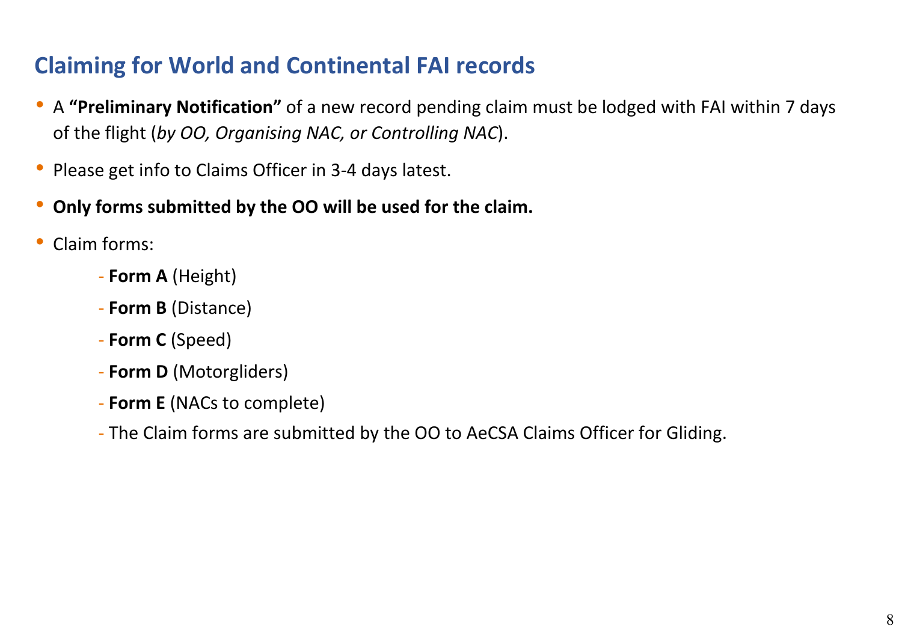## Claiming for World and Continental FAI records

- A **"Preliminary Notification"** of a new record pending claim must be lodged with FAI within 7 days of the flight (*by OO, Organising NAC, or Controlling NAC*).
- Please get info to Claims Officer in 3-4 days latest.
- **Only forms submitted by the OO will be used for the claim.**
- Claim forms:
  - **Form A** (Height)
  - **Form B** (Distance)
  - **Form C** (Speed)
  - **Form D** (Motorgliders)
  - **Form E** (NACs to complete)
  - The Claim forms are submitted by the OO to AeCSA Claims Officer for Gliding.